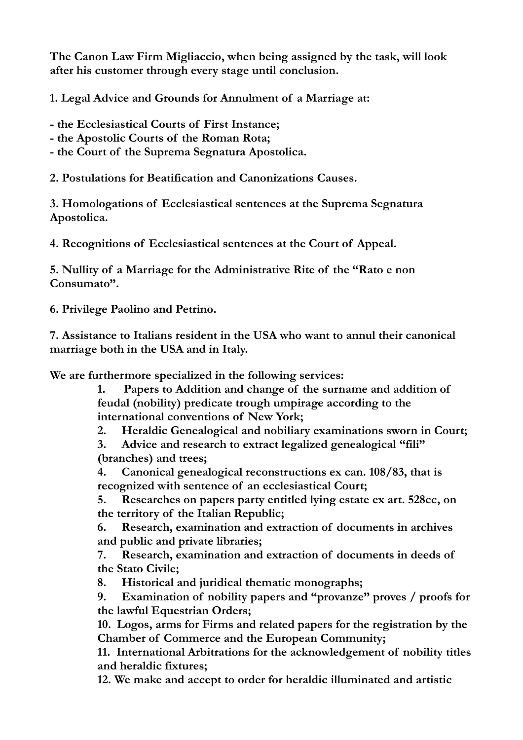**The Canon Law Firm Migliaccio, when being assigned by the task, will look after his customer through every stage until conclusion.**

**1. Legal Advice and Grounds for Annulment of a Marriage at:**

**- the Ecclesiastical Courts of First Instance;**
**- the Apostolic Courts of the Roman Rota;**
**- the Court of the Suprema Segnatura Apostolica.**

**2. Postulations for Beatification and Canonizations Causes.**

**3. Homologations of Ecclesiastical sentences at the Suprema Segnatura Apostolica.**

**4. Recognitions of Ecclesiastical sentences at the Court of Appeal.**

**5. Nullity of a Marriage for the Administrative Rite of the "Rato e non Consumato".**

**6. Privilege Paolino and Petrino.**

**7. Assistance to Italians resident in the USA who want to annul their canonical marriage both in the USA and in Italy.**

**We are furthermore specialized in the following services:**

1. **Papers to Addition and change of the surname and addition of feudal (nobility) predicate trough umpirage according to the international conventions of New York;**
2. **Heraldic Genealogical and nobiliary examinations sworn in Court;**
3. **Advice and research to extract legalized genealogical "fili" (branches) and trees;**
4. **Canonical genealogical reconstructions ex can. 108/83, that is recognized with sentence of an ecclesiastical Court;**
5. **Researches on papers party entitled lying estate ex art. 528cc, on the territory of the Italian Republic;**
6. **Research, examination and extraction of documents in archives and public and private libraries;**
7. **Research, examination and extraction of documents in deeds of the Stato Civile;**
8. **Historical and juridical thematic monographs;**
9. **Examination of nobility papers and "provanze" proves / proofs for the lawful Equestrian Orders;**
10. **Logos, arms for Firms and related papers for the registration by the Chamber of Commerce and the European Community;**
11. **International Arbitrations for the acknowledgement of nobility titles and heraldic fixtures;**
12. **We make and accept to order for heraldic illuminated and artistic**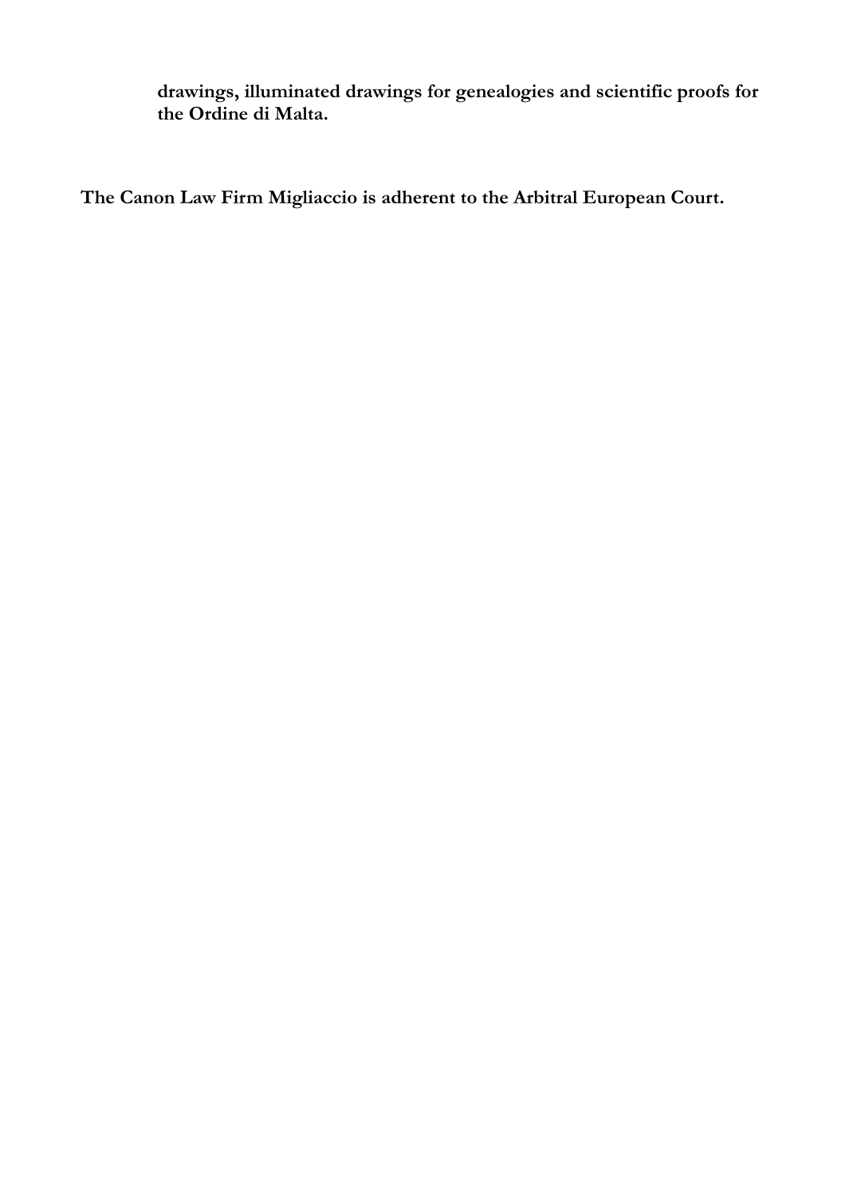**drawings, illuminated drawings for genealogies and scientific proofs for the Ordine di Malta.**

**The Canon Law Firm Migliaccio is adherent to the Arbitral European Court.**